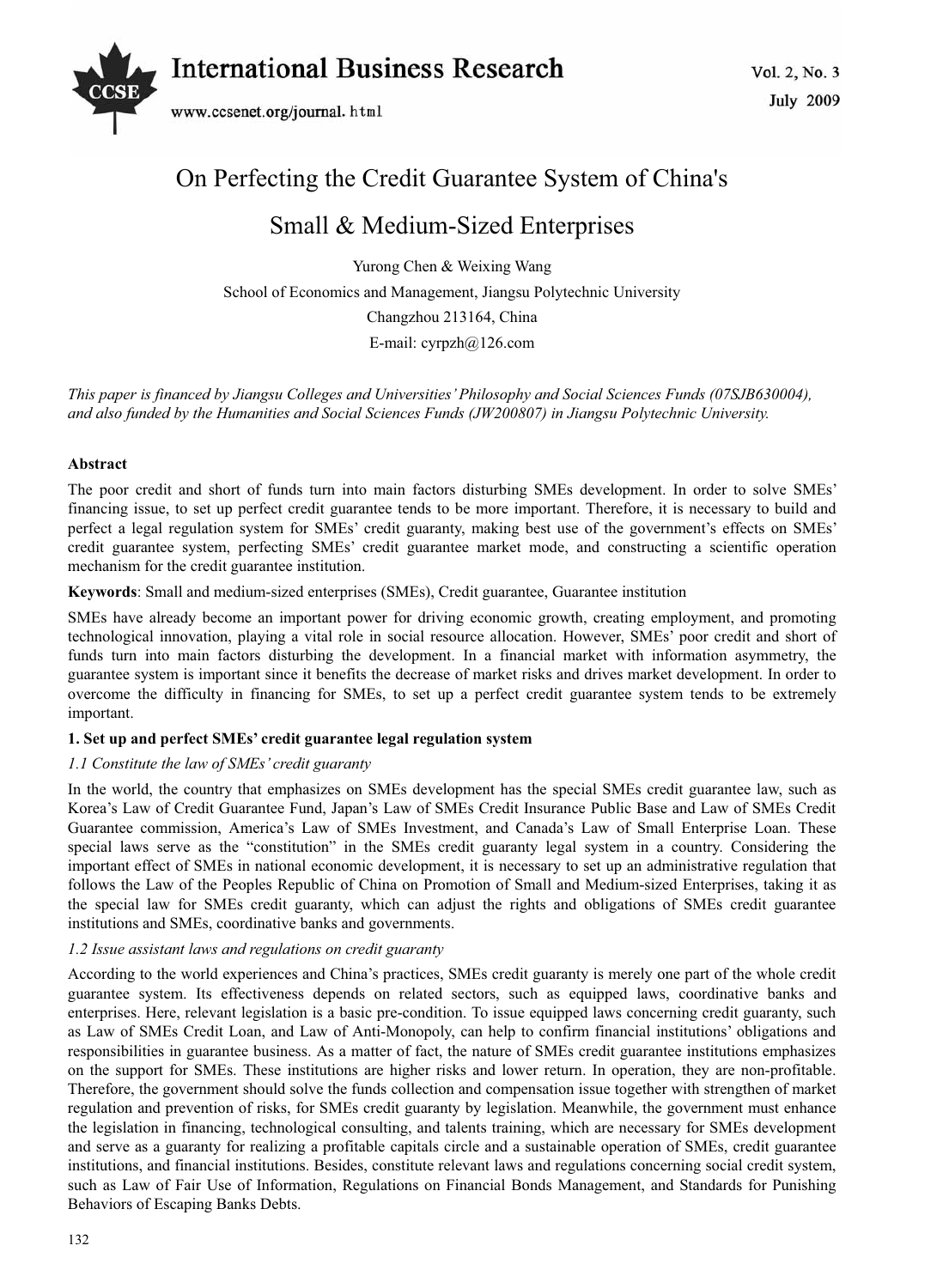# On Perfecting the Credit Guarantee System of China's Small & Medium-Sized Enterprises

Yurong Chen & Weixing Wang

School of Economics and Management, Jiangsu Polytechnic University

Changzhou 213164, China

E-mail: cyrpzh@126.com

*This paper is financed by Jiangsu Colleges and Universities' Philosophy and Social Sciences Funds (07SJB630004), and also funded by the Humanities and Social Sciences Funds (JW200807) in Jiangsu Polytechnic University.*

**Abstract**

The poor credit and short of funds turn into main factors disturbing SMEs development. In order to solve SMEs' financing issue, to set up perfect credit guarantee tends to be more important. Therefore, it is necessary to build and perfect a legal regulation system for SMEs' credit guaranty, making best use of the government's effects on SMEs' credit guarantee system, perfecting SMEs' credit guarantee market mode, and constructing a scientific operation mechanism for the credit guarantee institution.

**Keywords**: Small and medium-sized enterprises (SMEs), Credit guarantee, Guarantee institution

SMEs have already become an important power for driving economic growth, creating employment, and promoting technological innovation, playing a vital role in social resource allocation. However, SMEs' poor credit and short of funds turn into main factors disturbing the development. In a financial market with information asymmetry, the guarantee system is important since it benefits the decrease of market risks and drives market development. In order to overcome the difficulty in financing for SMEs, to set up a perfect credit guarantee system tends to be extremely important.

## 1. Set up and perfect SMEs' credit guarantee legal regulation system

### *1.1 Constitute the law of SMEs' credit guaranty*

In the world, the country that emphasizes on SMEs development has the special SMEs credit guarantee law, such as Korea's Law of Credit Guarantee Fund, Japan's Law of SMEs Credit Insurance Public Base and Law of SMEs Credit Guarantee commission, America's Law of SMEs Investment, and Canada's Law of Small Enterprise Loan. These special laws serve as the "constitution" in the SMEs credit guaranty legal system in a country. Considering the important effect of SMEs in national economic development, it is necessary to set up an administrative regulation that follows the Law of the Peoples Republic of China on Promotion of Small and Medium-sized Enterprises, taking it as the special law for SMEs credit guaranty, which can adjust the rights and obligations of SMEs credit guarantee institutions and SMEs, coordinative banks and governments.

### *1.2 Issue assistant laws and regulations on credit guaranty*

According to the world experiences and China's practices, SMEs credit guaranty is merely one part of the whole credit guarantee system. Its effectiveness depends on related sectors, such as equipped laws, coordinative banks and enterprises. Here, relevant legislation is a basic pre-condition. To issue equipped laws concerning credit guaranty, such as Law of SMEs Credit Loan, and Law of Anti-Monopoly, can help to confirm financial institutions' obligations and responsibilities in guarantee business. As a matter of fact, the nature of SMEs credit guarantee institutions emphasizes on the support for SMEs. These institutions are higher risks and lower return. In operation, they are non-profitable. Therefore, the government should solve the funds collection and compensation issue together with strengthen of market regulation and prevention of risks, for SMEs credit guaranty by legislation. Meanwhile, the government must enhance the legislation in financing, technological consulting, and talents training, which are necessary for SMEs development and serve as a guaranty for realizing a profitable capitals circle and a sustainable operation of SMEs, credit guarantee institutions, and financial institutions. Besides, constitute relevant laws and regulations concerning social credit system, such as Law of Fair Use of Information, Regulations on Financial Bonds Management, and Standards for Punishing Behaviors of Escaping Banks Debts.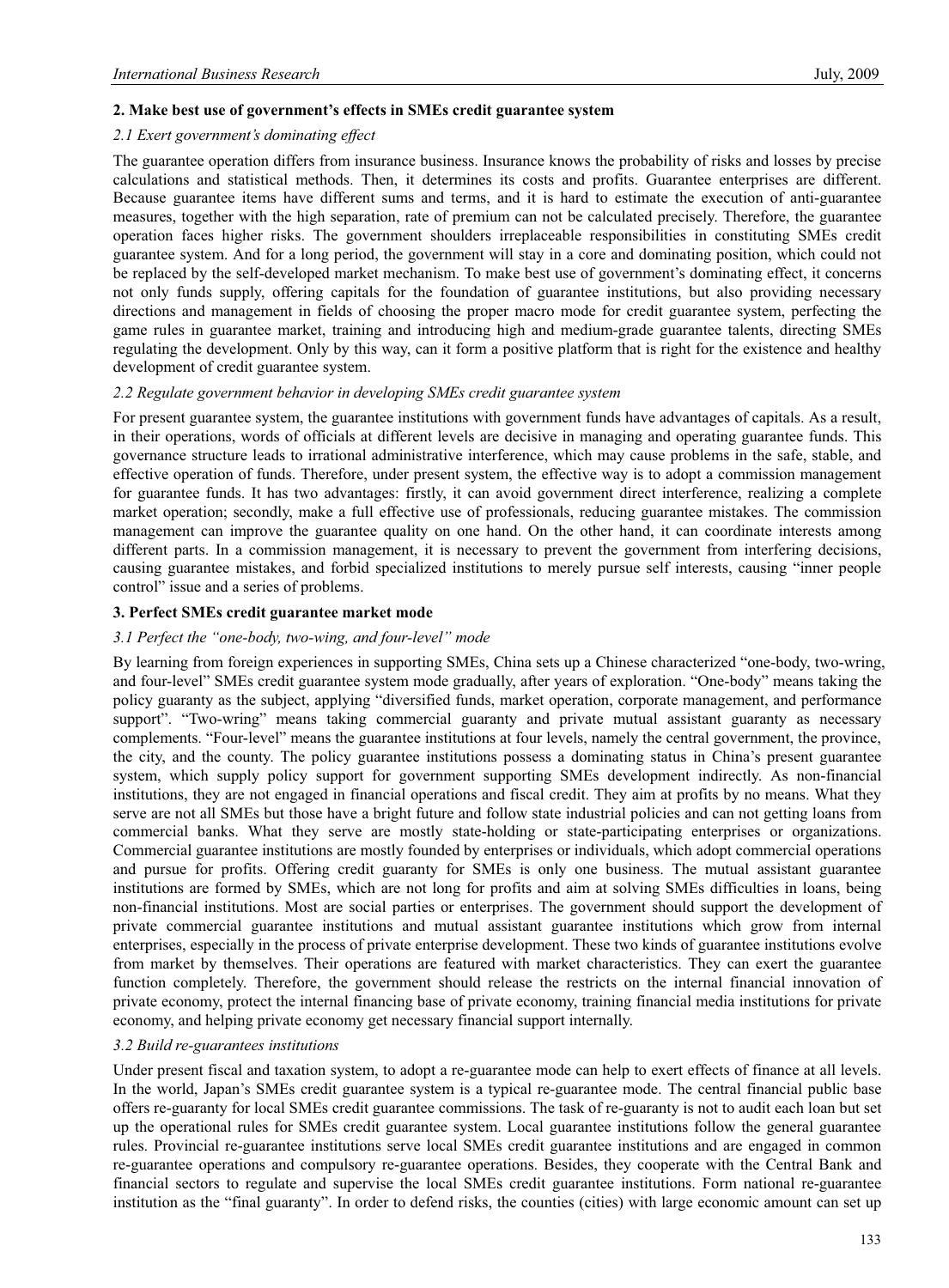## 2. Make best use of government's effects in SMEs credit guarantee system

### *2.1 Exert government's dominating effect*

The guarantee operation differs from insurance business. Insurance knows the probability of risks and losses by precise calculations and statistical methods. Then, it determines its costs and profits. Guarantee enterprises are different. Because guarantee items have different sums and terms, and it is hard to estimate the execution of anti-guarantee measures, together with the high separation, rate of premium can not be calculated precisely. Therefore, the guarantee operation faces higher risks. The government shoulders irreplaceable responsibilities in constituting SMEs credit guarantee system. And for a long period, the government will stay in a core and dominating position, which could not be replaced by the self-developed market mechanism. To make best use of government's dominating effect, it concerns not only funds supply, offering capitals for the foundation of guarantee institutions, but also providing necessary directions and management in fields of choosing the proper macro mode for credit guarantee system, perfecting the game rules in guarantee market, training and introducing high and medium-grade guarantee talents, directing SMEs regulating the development. Only by this way, can it form a positive platform that is right for the existence and healthy development of credit guarantee system.

### *2.2 Regulate government behavior in developing SMEs credit guarantee system*

For present guarantee system, the guarantee institutions with government funds have advantages of capitals. As a result, in their operations, words of officials at different levels are decisive in managing and operating guarantee funds. This governance structure leads to irrational administrative interference, which may cause problems in the safe, stable, and effective operation of funds. Therefore, under present system, the effective way is to adopt a commission management for guarantee funds. It has two advantages: firstly, it can avoid government direct interference, realizing a complete market operation; secondly, make a full effective use of professionals, reducing guarantee mistakes. The commission management can improve the guarantee quality on one hand. On the other hand, it can coordinate interests among different parts. In a commission management, it is necessary to prevent the government from interfering decisions, causing guarantee mistakes, and forbid specialized institutions to merely pursue self interests, causing "inner people control" issue and a series of problems.

## 3. Perfect SMEs credit guarantee market mode

### *3.1 Perfect the "one-body, two-wing, and four-level" mode*

By learning from foreign experiences in supporting SMEs, China sets up a Chinese characterized "one-body, two-wring, and four-level" SMEs credit guarantee system mode gradually, after years of exploration. "One-body" means taking the policy guaranty as the subject, applying "diversified funds, market operation, corporate management, and performance support". "Two-wring" means taking commercial guaranty and private mutual assistant guaranty as necessary complements. "Four-level" means the guarantee institutions at four levels, namely the central government, the province, the city, and the county. The policy guarantee institutions possess a dominating status in China's present guarantee system, which supply policy support for government supporting SMEs development indirectly. As non-financial institutions, they are not engaged in financial operations and fiscal credit. They aim at profits by no means. What they serve are not all SMEs but those have a bright future and follow state industrial policies and can not getting loans from commercial banks. What they serve are mostly state-holding or state-participating enterprises or organizations. Commercial guarantee institutions are mostly founded by enterprises or individuals, which adopt commercial operations and pursue for profits. Offering credit guaranty for SMEs is only one business. The mutual assistant guarantee institutions are formed by SMEs, which are not long for profits and aim at solving SMEs difficulties in loans, being non-financial institutions. Most are social parties or enterprises. The government should support the development of private commercial guarantee institutions and mutual assistant guarantee institutions which grow from internal enterprises, especially in the process of private enterprise development. These two kinds of guarantee institutions evolve from market by themselves. Their operations are featured with market characteristics. They can exert the guarantee function completely. Therefore, the government should release the restricts on the internal financial innovation of private economy, protect the internal financing base of private economy, training financial media institutions for private economy, and helping private economy get necessary financial support internally.

### *3.2 Build re-guarantees institutions*

Under present fiscal and taxation system, to adopt a re-guarantee mode can help to exert effects of finance at all levels. In the world, Japan's SMEs credit guarantee system is a typical re-guarantee mode. The central financial public base offers re-guaranty for local SMEs credit guarantee commissions. The task of re-guaranty is not to audit each loan but set up the operational rules for SMEs credit guarantee system. Local guarantee institutions follow the general guarantee rules. Provincial re-guarantee institutions serve local SMEs credit guarantee institutions and are engaged in common re-guarantee operations and compulsory re-guarantee operations. Besides, they cooperate with the Central Bank and financial sectors to regulate and supervise the local SMEs credit guarantee institutions. Form national re-guarantee institution as the "final guaranty". In order to defend risks, the counties (cities) with large economic amount can set up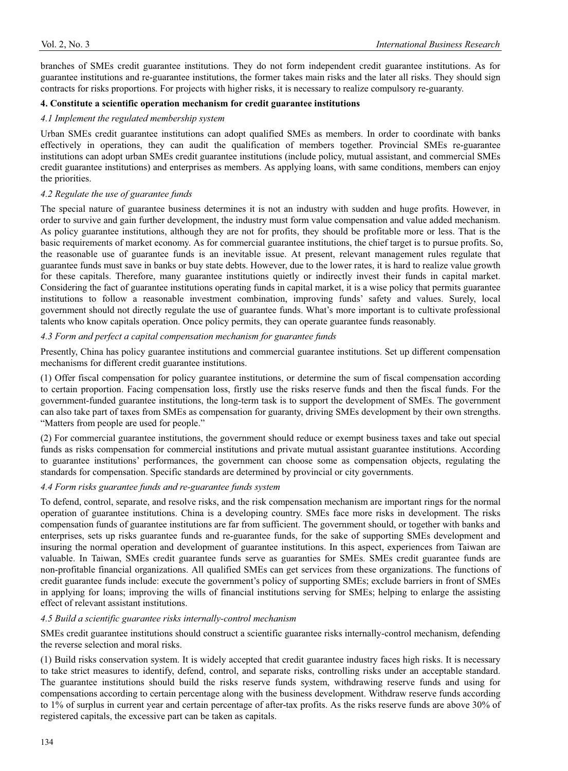branches of SMEs credit guarantee institutions. They do not form independent credit guarantee institutions. As for guarantee institutions and re-guarantee institutions, the former takes main risks and the later all risks. They should sign contracts for risks proportions. For projects with higher risks, it is necessary to realize compulsory re-guaranty.

## 4. Constitute a scientific operation mechanism for credit guarantee institutions

### *4.1 Implement the regulated membership system*

Urban SMEs credit guarantee institutions can adopt qualified SMEs as members. In order to coordinate with banks effectively in operations, they can audit the qualification of members together. Provincial SMEs re-guarantee institutions can adopt urban SMEs credit guarantee institutions (include policy, mutual assistant, and commercial SMEs credit guarantee institutions) and enterprises as members. As applying loans, with same conditions, members can enjoy the priorities.

### *4.2 Regulate the use of guarantee funds*

The special nature of guarantee business determines it is not an industry with sudden and huge profits. However, in order to survive and gain further development, the industry must form value compensation and value added mechanism. As policy guarantee institutions, although they are not for profits, they should be profitable more or less. That is the basic requirements of market economy. As for commercial guarantee institutions, the chief target is to pursue profits. So, the reasonable use of guarantee funds is an inevitable issue. At present, relevant management rules regulate that guarantee funds must save in banks or buy state debts. However, due to the lower rates, it is hard to realize value growth for these capitals. Therefore, many guarantee institutions quietly or indirectly invest their funds in capital market. Considering the fact of guarantee institutions operating funds in capital market, it is a wise policy that permits guarantee institutions to follow a reasonable investment combination, improving funds' safety and values. Surely, local government should not directly regulate the use of guarantee funds. What's more important is to cultivate professional talents who know capitals operation. Once policy permits, they can operate guarantee funds reasonably.

### *4.3 Form and perfect a capital compensation mechanism for guarantee funds*

Presently, China has policy guarantee institutions and commercial guarantee institutions. Set up different compensation mechanisms for different credit guarantee institutions.

(1) Offer fiscal compensation for policy guarantee institutions, or determine the sum of fiscal compensation according to certain proportion. Facing compensation loss, firstly use the risks reserve funds and then the fiscal funds. For the government-funded guarantee institutions, the long-term task is to support the development of SMEs. The government can also take part of taxes from SMEs as compensation for guaranty, driving SMEs development by their own strengths. "Matters from people are used for people."

(2) For commercial guarantee institutions, the government should reduce or exempt business taxes and take out special funds as risks compensation for commercial institutions and private mutual assistant guarantee institutions. According to guarantee institutions' performances, the government can choose some as compensation objects, regulating the standards for compensation. Specific standards are determined by provincial or city governments.

### *4.4 Form risks guarantee funds and re-guarantee funds system*

To defend, control, separate, and resolve risks, and the risk compensation mechanism are important rings for the normal operation of guarantee institutions. China is a developing country. SMEs face more risks in development. The risks compensation funds of guarantee institutions are far from sufficient. The government should, or together with banks and enterprises, sets up risks guarantee funds and re-guarantee funds, for the sake of supporting SMEs development and insuring the normal operation and development of guarantee institutions. In this aspect, experiences from Taiwan are valuable. In Taiwan, SMEs credit guarantee funds serve as guaranties for SMEs. SMEs credit guarantee funds are non-profitable financial organizations. All qualified SMEs can get services from these organizations. The functions of credit guarantee funds include: execute the government's policy of supporting SMEs; exclude barriers in front of SMEs in applying for loans; improving the wills of financial institutions serving for SMEs; helping to enlarge the assisting effect of relevant assistant institutions.

### *4.5 Build a scientific guarantee risks internally-control mechanism*

SMEs credit guarantee institutions should construct a scientific guarantee risks internally-control mechanism, defending the reverse selection and moral risks.

(1) Build risks conservation system. It is widely accepted that credit guarantee industry faces high risks. It is necessary to take strict measures to identify, defend, control, and separate risks, controlling risks under an acceptable standard. The guarantee institutions should build the risks reserve funds system, withdrawing reserve funds and using for compensations according to certain percentage along with the business development. Withdraw reserve funds according to 1% of surplus in current year and certain percentage of after-tax profits. As the risks reserve funds are above 30% of registered capitals, the excessive part can be taken as capitals.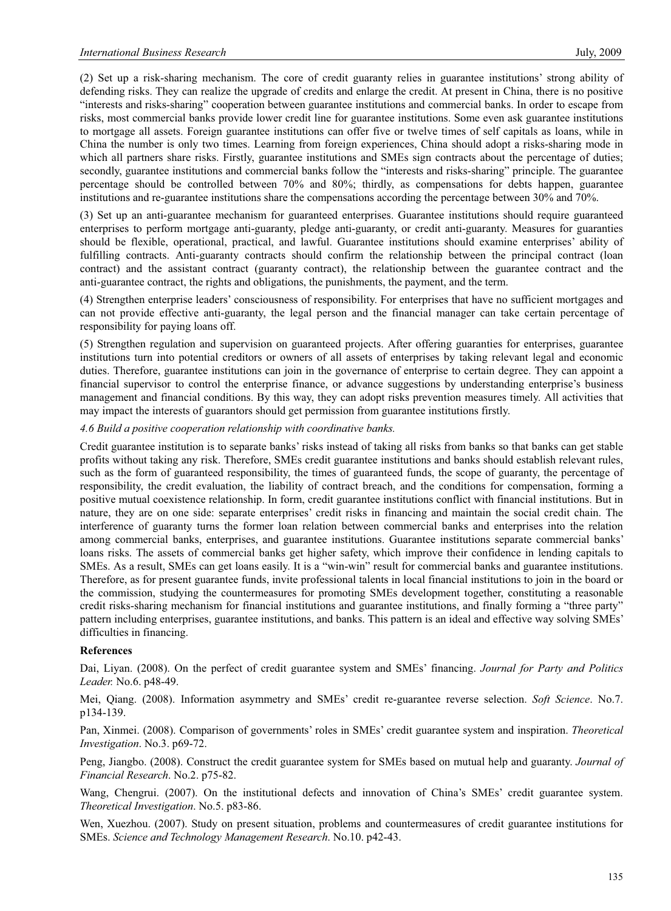(2) Set up a risk-sharing mechanism. The core of credit guaranty relies in guarantee institutions' strong ability of defending risks. They can realize the upgrade of credits and enlarge the credit. At present in China, there is no positive "interests and risks-sharing" cooperation between guarantee institutions and commercial banks. In order to escape from risks, most commercial banks provide lower credit line for guarantee institutions. Some even ask guarantee institutions to mortgage all assets. Foreign guarantee institutions can offer five or twelve times of self capitals as loans, while in China the number is only two times. Learning from foreign experiences, China should adopt a risks-sharing mode in which all partners share risks. Firstly, guarantee institutions and SMEs sign contracts about the percentage of duties; secondly, guarantee institutions and commercial banks follow the "interests and risks-sharing" principle. The guarantee percentage should be controlled between 70% and 80%; thirdly, as compensations for debts happen, guarantee institutions and re-guarantee institutions share the compensations according the percentage between 30% and 70%.

(3) Set up an anti-guarantee mechanism for guaranteed enterprises. Guarantee institutions should require guaranteed enterprises to perform mortgage anti-guaranty, pledge anti-guaranty, or credit anti-guaranty. Measures for guaranties should be flexible, operational, practical, and lawful. Guarantee institutions should examine enterprises' ability of fulfilling contracts. Anti-guaranty contracts should confirm the relationship between the principal contract (loan contract) and the assistant contract (guaranty contract), the relationship between the guarantee contract and the anti-guarantee contract, the rights and obligations, the punishments, the payment, and the term.

(4) Strengthen enterprise leaders' consciousness of responsibility. For enterprises that have no sufficient mortgages and can not provide effective anti-guaranty, the legal person and the financial manager can take certain percentage of responsibility for paying loans off.

(5) Strengthen regulation and supervision on guaranteed projects. After offering guaranties for enterprises, guarantee institutions turn into potential creditors or owners of all assets of enterprises by taking relevant legal and economic duties. Therefore, guarantee institutions can join in the governance of enterprise to certain degree. They can appoint a financial supervisor to control the enterprise finance, or advance suggestions by understanding enterprise's business management and financial conditions. By this way, they can adopt risks prevention measures timely. All activities that may impact the interests of guarantors should get permission from guarantee institutions firstly.

### *4.6 Build a positive cooperation relationship with coordinative banks.*

Credit guarantee institution is to separate banks' risks instead of taking all risks from banks so that banks can get stable profits without taking any risk. Therefore, SMEs credit guarantee institutions and banks should establish relevant rules, such as the form of guaranteed responsibility, the times of guaranteed funds, the scope of guaranty, the percentage of responsibility, the credit evaluation, the liability of contract breach, and the conditions for compensation, forming a positive mutual coexistence relationship. In form, credit guarantee institutions conflict with financial institutions. But in nature, they are on one side: separate enterprises' credit risks in financing and maintain the social credit chain. The interference of guaranty turns the former loan relation between commercial banks and enterprises into the relation among commercial banks, enterprises, and guarantee institutions. Guarantee institutions separate commercial banks' loans risks. The assets of commercial banks get higher safety, which improve their confidence in lending capitals to SMEs. As a result, SMEs can get loans easily. It is a "win-win" result for commercial banks and guarantee institutions. Therefore, as for present guarantee funds, invite professional talents in local financial institutions to join in the board or the commission, studying the countermeasures for promoting SMEs development together, constituting a reasonable credit risks-sharing mechanism for financial institutions and guarantee institutions, and finally forming a "three party" pattern including enterprises, guarantee institutions, and banks. This pattern is an ideal and effective way solving SMEs' difficulties in financing.

## References

Dai, Liyan. (2008). On the perfect of credit guarantee system and SMEs' financing. *Journal for Party and Politics Leader.* No.6. p48-49.

Mei, Qiang. (2008). Information asymmetry and SMEs' credit re-guarantee reverse selection. *Soft Science*. No.7. p134-139.

Pan, Xinmei. (2008). Comparison of governments' roles in SMEs' credit guarantee system and inspiration. *Theoretical Investigation*. No.3. p69-72.

Peng, Jiangbo. (2008). Construct the credit guarantee system for SMEs based on mutual help and guaranty. *Journal of Financial Research*. No.2. p75-82.

Wang, Chengrui. (2007). On the institutional defects and innovation of China's SMEs' credit guarantee system. *Theoretical Investigation*. No.5. p83-86.

Wen, Xuezhou. (2007). Study on present situation, problems and countermeasures of credit guarantee institutions for SMEs. *Science and Technology Management Research*. No.10. p42-43.